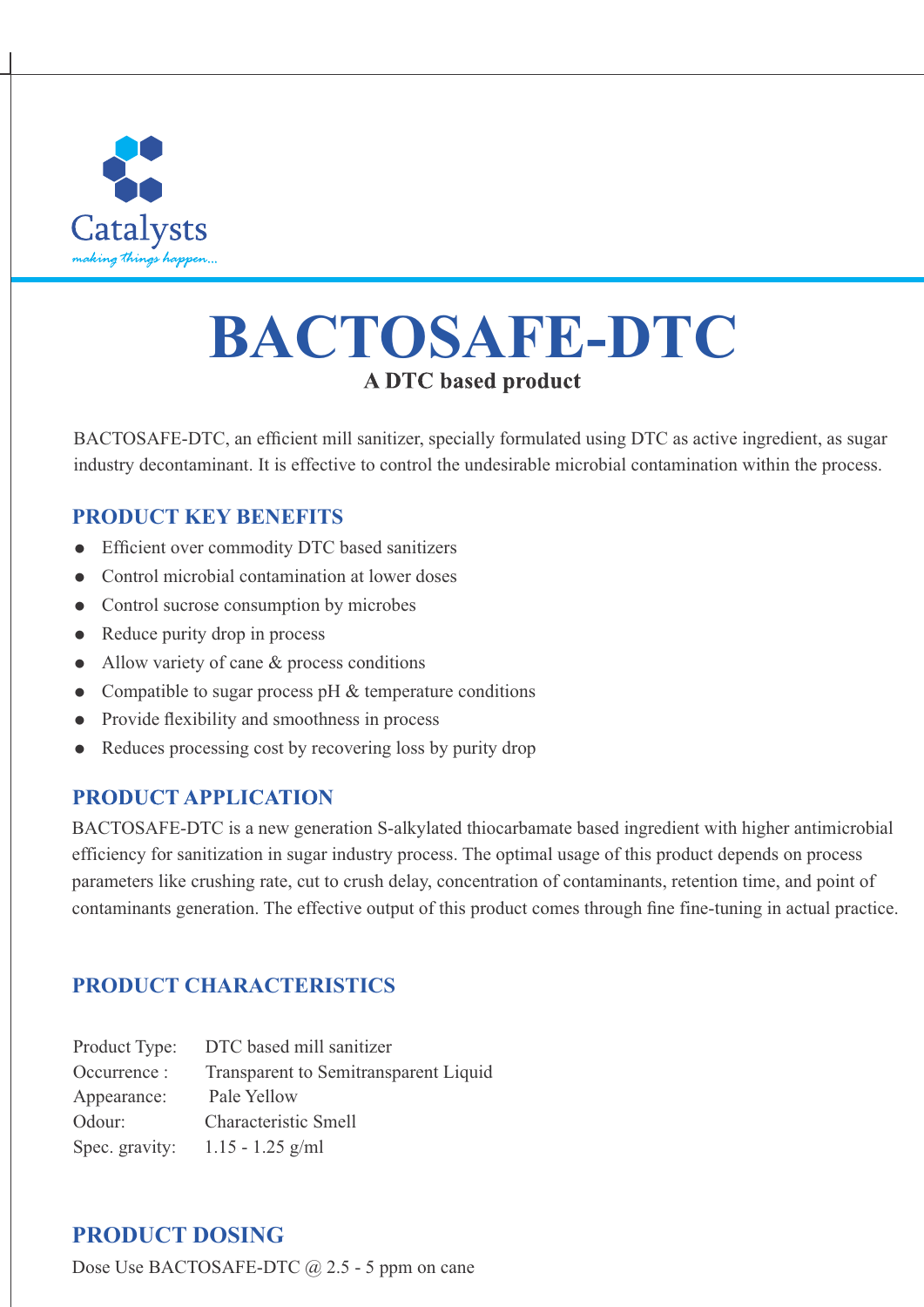Catalysts

*making things happen...*

# BACTOSAFE-DTC

**A DTC based product**

BACTOSAFE-DTC, an efficient mill sanitizer, specially formulated using DTC as active ingredient, as sugar industry decontaminant. It is effective to control the undesirable microbial contamination within the process.

## PRODUCT KEY BENEFITS

- Efficient over commodity DTC based sanitizers
- Control microbial contamination at lower doses
- Control sucrose consumption by microbes
- Reduce purity drop in process
- Allow variety of cane & process conditions
- Compatible to sugar process pH & temperature conditions
- Provide flexibility and smoothness in process
- Reduces processing cost by recovering loss by purity drop

## PRODUCT APPLICATION

BACTOSAFE-DTC is a new generation S-alkylated thiocarbamate based ingredient with higher antimicrobial efficiency for sanitization in sugar industry process. The optimal usage of this product depends on process parameters like crushing rate, cut to crush delay, concentration of contaminants, retention time, and point of contaminants generation. The effective output of this product comes through fine fine-tuning in actual practice.

## PRODUCT CHARACTERISTICS

| | |
|---|---|
| Product Type: | DTC based mill sanitizer |
| Occurrence : | Transparent to Semitransparent Liquid |
| Appearance: | Pale Yellow |
| Odour: | Characteristic Smell |
| Spec. gravity: | 1.15 - 1.25 g/ml |

## PRODUCT DOSING

Dose Use BACTOSAFE-DTC @ 2.5 - 5 ppm on cane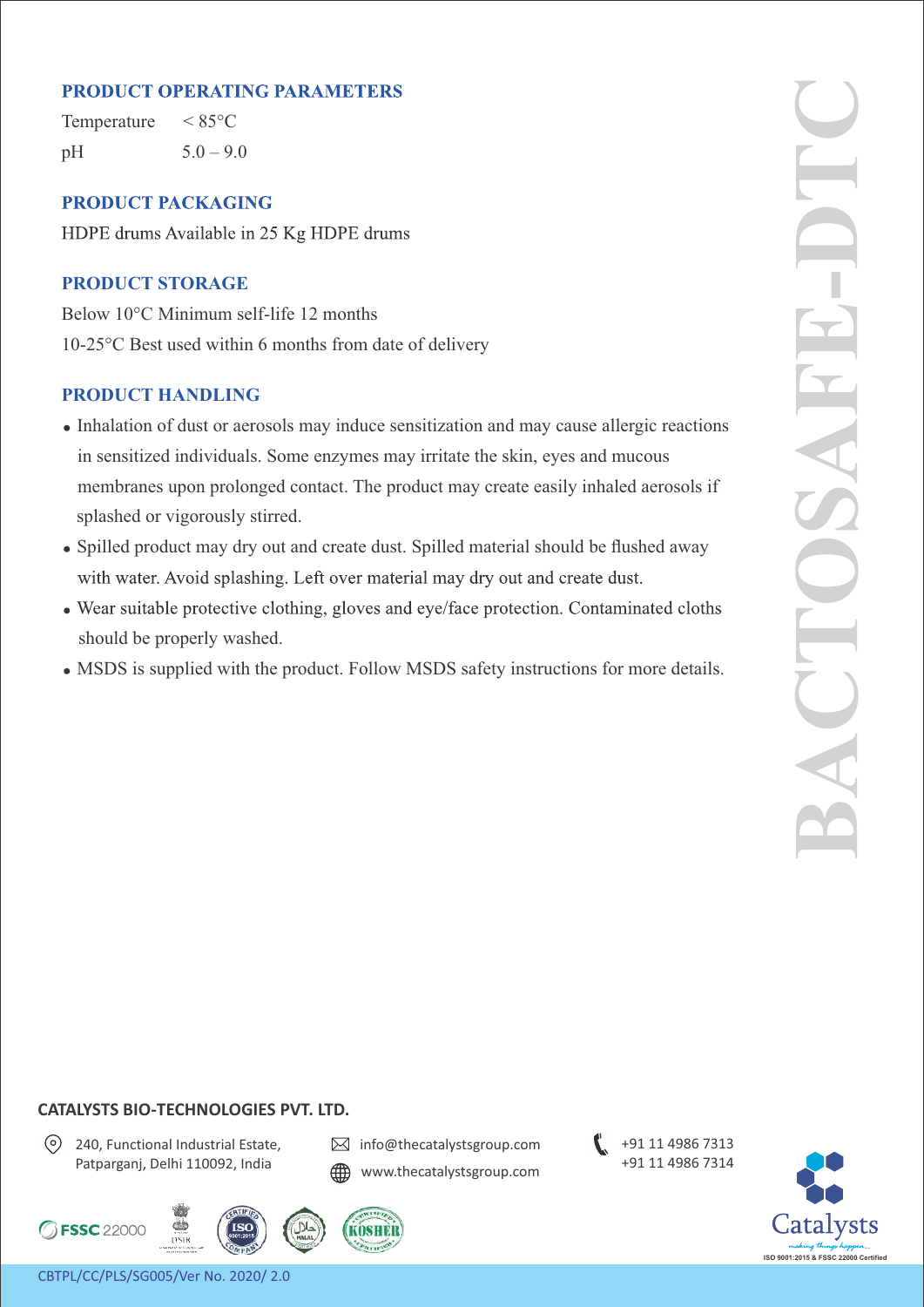## PRODUCT OPERATING PARAMETERS

| | |
|---|---|
| Temperature | < 85°C |
| pH | 5.0 – 9.0 |

## PRODUCT PACKAGING

HDPE drums Available in 25 Kg HDPE drums

## PRODUCT STORAGE

Below 10°C Minimum self-life 12 months

10-25°C Best used within 6 months from date of delivery

## PRODUCT HANDLING

- Inhalation of dust or aerosols may induce sensitization and may cause allergic reactions in sensitized individuals. Some enzymes may irritate the skin, eyes and mucous membranes upon prolonged contact. The product may create easily inhaled aerosols if splashed or vigorously stirred.
- Spilled product may dry out and create dust. Spilled material should be flushed away with water. Avoid splashing. Left over material may dry out and create dust.
- Wear suitable protective clothing, gloves and eye/face protection. Contaminated cloths should be properly washed.
- MSDS is supplied with the product. Follow MSDS safety instructions for more details.

BACTOSAFE-DTC

**CATALYSTS BIO-TECHNOLOGIES PVT. LTD.**

240, Functional Industrial Estate, Patparganj, Delhi 110092, India

info@thecatalystsgroup.com

www.thecatalystsgroup.com

+91 11 4986 7313
+91 11 4986 7314

FSSC 22000

Catalysts — making things happen...

ISO 9001:2015 & FSSC 22000 Certified

CBTPL/CC/PLS/SG005/Ver No. 2020/ 2.0